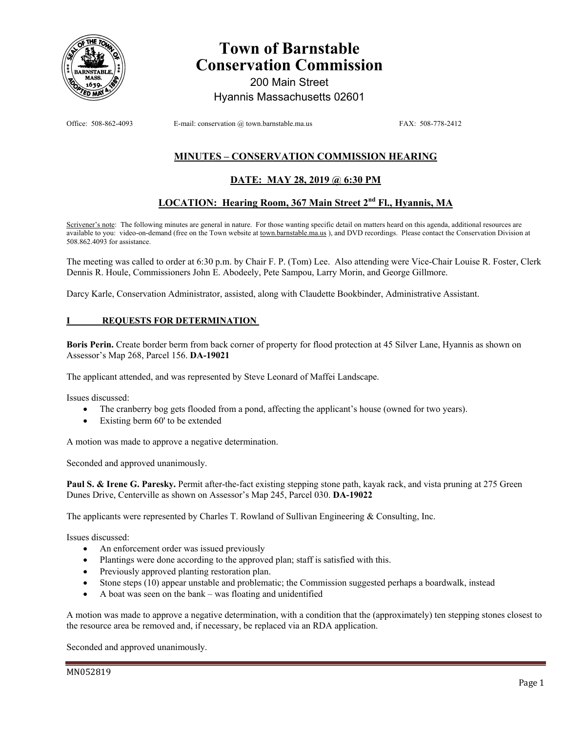# Town of Barnstable Conservation Commission

200 Main Street
Hyannis Massachusetts 02601

Office: 508-862-4093 E-mail: conservation @ town.barnstable.ma.us FAX: 508-778-2412

## MINUTES – CONSERVATION COMMISSION HEARING

## DATE: MAY 28, 2019 @ 6:30 PM

## LOCATION: Hearing Room, 367 Main Street 2nd Fl., Hyannis, MA

Scrivener's note: The following minutes are general in nature. For those wanting specific detail on matters heard on this agenda, additional resources are available to you: video-on-demand (free on the Town website at town.barnstable.ma.us ), and DVD recordings. Please contact the Conservation Division at 508.862.4093 for assistance.

The meeting was called to order at 6:30 p.m. by Chair F. P. (Tom) Lee. Also attending were Vice-Chair Louise R. Foster, Clerk Dennis R. Houle, Commissioners John E. Abodeely, Pete Sampou, Larry Morin, and George Gillmore.

Darcy Karle, Conservation Administrator, assisted, along with Claudette Bookbinder, Administrative Assistant.

### I REQUESTS FOR DETERMINATION

**Boris Perin.** Create border berm from back corner of property for flood protection at 45 Silver Lane, Hyannis as shown on Assessor's Map 268, Parcel 156. **DA-19021**

The applicant attended, and was represented by Steve Leonard of Maffei Landscape.

Issues discussed:

- The cranberry bog gets flooded from a pond, affecting the applicant's house (owned for two years).
- Existing berm 60' to be extended

A motion was made to approve a negative determination.

Seconded and approved unanimously.

**Paul S. & Irene G. Paresky.** Permit after-the-fact existing stepping stone path, kayak rack, and vista pruning at 275 Green Dunes Drive, Centerville as shown on Assessor's Map 245, Parcel 030. **DA-19022**

The applicants were represented by Charles T. Rowland of Sullivan Engineering & Consulting, Inc.

Issues discussed:

- An enforcement order was issued previously
- Plantings were done according to the approved plan; staff is satisfied with this.
- Previously approved planting restoration plan.
- Stone steps (10) appear unstable and problematic; the Commission suggested perhaps a boardwalk, instead
- A boat was seen on the bank – was floating and unidentified

A motion was made to approve a negative determination, with a condition that the (approximately) ten stepping stones closest to the resource area be removed and, if necessary, be replaced via an RDA application.

Seconded and approved unanimously.

MN052819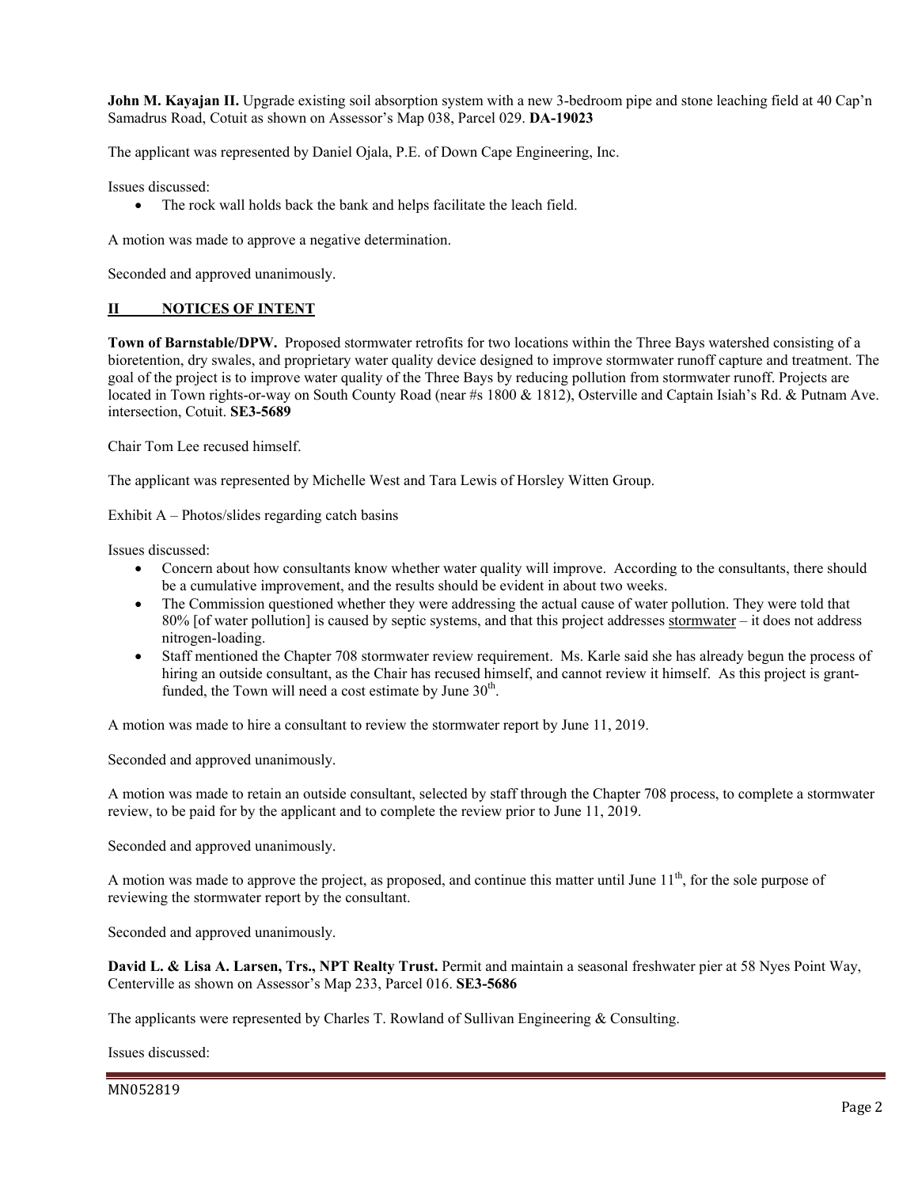**John M. Kayajan II.** Upgrade existing soil absorption system with a new 3-bedroom pipe and stone leaching field at 40 Cap'n Samadrus Road, Cotuit as shown on Assessor's Map 038, Parcel 029. **DA-19023**

The applicant was represented by Daniel Ojala, P.E. of Down Cape Engineering, Inc.

Issues discussed:

- The rock wall holds back the bank and helps facilitate the leach field.

A motion was made to approve a negative determination.

Seconded and approved unanimously.

## II NOTICES OF INTENT

**Town of Barnstable/DPW.** Proposed stormwater retrofits for two locations within the Three Bays watershed consisting of a bioretention, dry swales, and proprietary water quality device designed to improve stormwater runoff capture and treatment. The goal of the project is to improve water quality of the Three Bays by reducing pollution from stormwater runoff. Projects are located in Town rights-or-way on South County Road (near #s 1800 & 1812), Osterville and Captain Isiah's Rd. & Putnam Ave. intersection, Cotuit. **SE3-5689**

Chair Tom Lee recused himself.

The applicant was represented by Michelle West and Tara Lewis of Horsley Witten Group.

Exhibit A – Photos/slides regarding catch basins

Issues discussed:

- Concern about how consultants know whether water quality will improve. According to the consultants, there should be a cumulative improvement, and the results should be evident in about two weeks.
- The Commission questioned whether they were addressing the actual cause of water pollution. They were told that 80% [of water pollution] is caused by septic systems, and that this project addresses <u>stormwater</u> – it does not address nitrogen-loading.
- Staff mentioned the Chapter 708 stormwater review requirement. Ms. Karle said she has already begun the process of hiring an outside consultant, as the Chair has recused himself, and cannot review it himself. As this project is grant-funded, the Town will need a cost estimate by June 30th.

A motion was made to hire a consultant to review the stormwater report by June 11, 2019.

Seconded and approved unanimously.

A motion was made to retain an outside consultant, selected by staff through the Chapter 708 process, to complete a stormwater review, to be paid for by the applicant and to complete the review prior to June 11, 2019.

Seconded and approved unanimously.

A motion was made to approve the project, as proposed, and continue this matter until June 11th, for the sole purpose of reviewing the stormwater report by the consultant.

Seconded and approved unanimously.

**David L. & Lisa A. Larsen, Trs., NPT Realty Trust.** Permit and maintain a seasonal freshwater pier at 58 Nyes Point Way, Centerville as shown on Assessor's Map 233, Parcel 016. **SE3-5686**

The applicants were represented by Charles T. Rowland of Sullivan Engineering & Consulting.

Issues discussed:

MN052819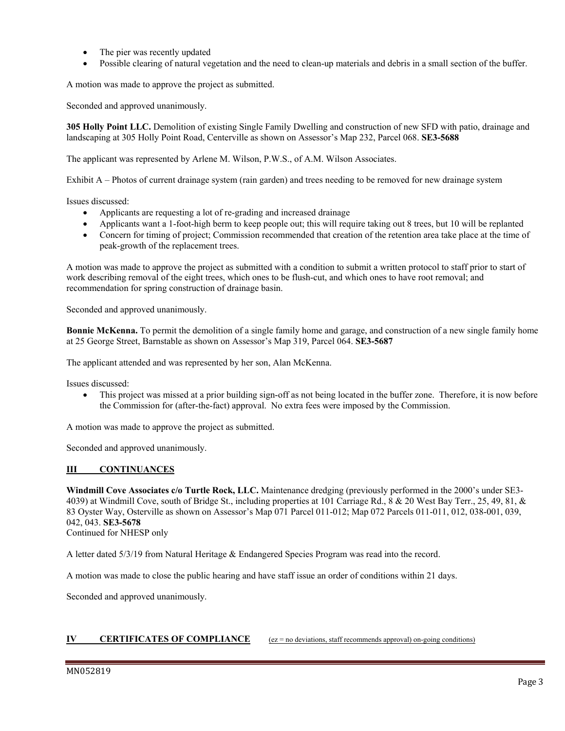- The pier was recently updated
- Possible clearing of natural vegetation and the need to clean-up materials and debris in a small section of the buffer.

A motion was made to approve the project as submitted.

Seconded and approved unanimously.

**305 Holly Point LLC.** Demolition of existing Single Family Dwelling and construction of new SFD with patio, drainage and landscaping at 305 Holly Point Road, Centerville as shown on Assessor's Map 232, Parcel 068. **SE3-5688**

The applicant was represented by Arlene M. Wilson, P.W.S., of A.M. Wilson Associates.

Exhibit A – Photos of current drainage system (rain garden) and trees needing to be removed for new drainage system

Issues discussed:

- Applicants are requesting a lot of re-grading and increased drainage
- Applicants want a 1-foot-high berm to keep people out; this will require taking out 8 trees, but 10 will be replanted
- Concern for timing of project; Commission recommended that creation of the retention area take place at the time of peak-growth of the replacement trees.

A motion was made to approve the project as submitted with a condition to submit a written protocol to staff prior to start of work describing removal of the eight trees, which ones to be flush-cut, and which ones to have root removal; and recommendation for spring construction of drainage basin.

Seconded and approved unanimously.

**Bonnie McKenna.** To permit the demolition of a single family home and garage, and construction of a new single family home at 25 George Street, Barnstable as shown on Assessor's Map 319, Parcel 064. **SE3-5687**

The applicant attended and was represented by her son, Alan McKenna.

Issues discussed:

- This project was missed at a prior building sign-off as not being located in the buffer zone. Therefore, it is now before the Commission for (after-the-fact) approval. No extra fees were imposed by the Commission.

A motion was made to approve the project as submitted.

Seconded and approved unanimously.

## III CONTINUANCES

**Windmill Cove Associates c/o Turtle Rock, LLC.** Maintenance dredging (previously performed in the 2000's under SE3-4039) at Windmill Cove, south of Bridge St., including properties at 101 Carriage Rd., 8 & 20 West Bay Terr., 25, 49, 81, & 83 Oyster Way, Osterville as shown on Assessor's Map 071 Parcel 011-012; Map 072 Parcels 011-011, 012, 038-001, 039, 042, 043. **SE3-5678**
Continued for NHESP only

A letter dated 5/3/19 from Natural Heritage & Endangered Species Program was read into the record.

A motion was made to close the public hearing and have staff issue an order of conditions within 21 days.

Seconded and approved unanimously.

## IV CERTIFICATES OF COMPLIANCE (ez = no deviations, staff recommends approval) on-going conditions)

MN052819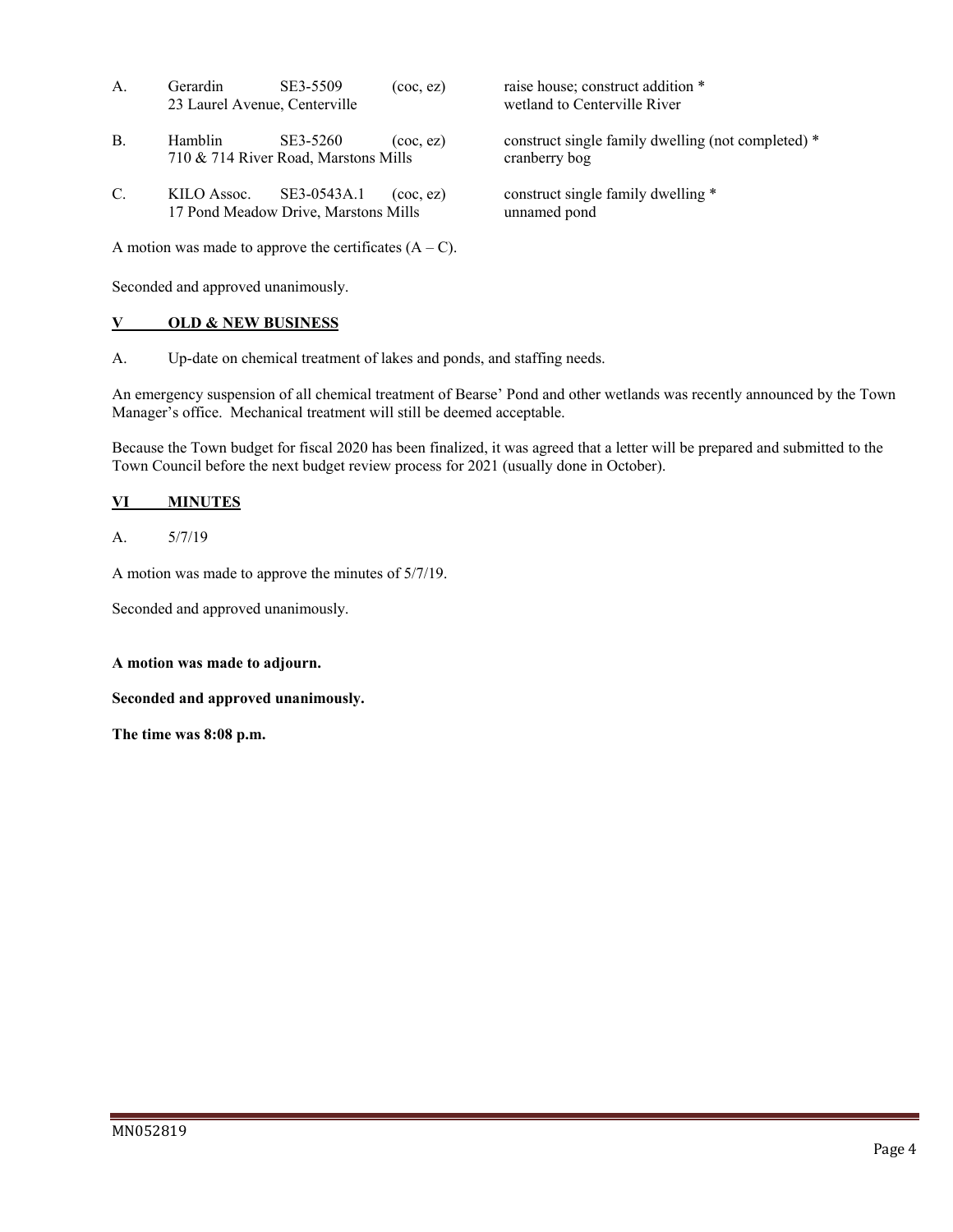| | | | | |
|---|---|---|---|---|
| A. | Gerardin<br>23 Laurel Avenue, Centerville | SE3-5509 | (coc, ez) | raise house; construct addition *<br>wetland to Centerville River |
| B. | Hamblin<br>710 & 714 River Road, Marstons Mills | SE3-5260 | (coc, ez) | construct single family dwelling (not completed) *<br>cranberry bog |
| C. | KILO Assoc.<br>17 Pond Meadow Drive, Marstons Mills | SE3-0543A.1 | (coc, ez) | construct single family dwelling *<br>unnamed pond |

A motion was made to approve the certificates (A – C).

Seconded and approved unanimously.

## V OLD & NEW BUSINESS

A. Up-date on chemical treatment of lakes and ponds, and staffing needs.

An emergency suspension of all chemical treatment of Bearse' Pond and other wetlands was recently announced by the Town Manager's office. Mechanical treatment will still be deemed acceptable.

Because the Town budget for fiscal 2020 has been finalized, it was agreed that a letter will be prepared and submitted to the Town Council before the next budget review process for 2021 (usually done in October).

## VI MINUTES

A. 5/7/19

A motion was made to approve the minutes of 5/7/19.

Seconded and approved unanimously.

**A motion was made to adjourn.**

**Seconded and approved unanimously.**

**The time was 8:08 p.m.**

MN052819